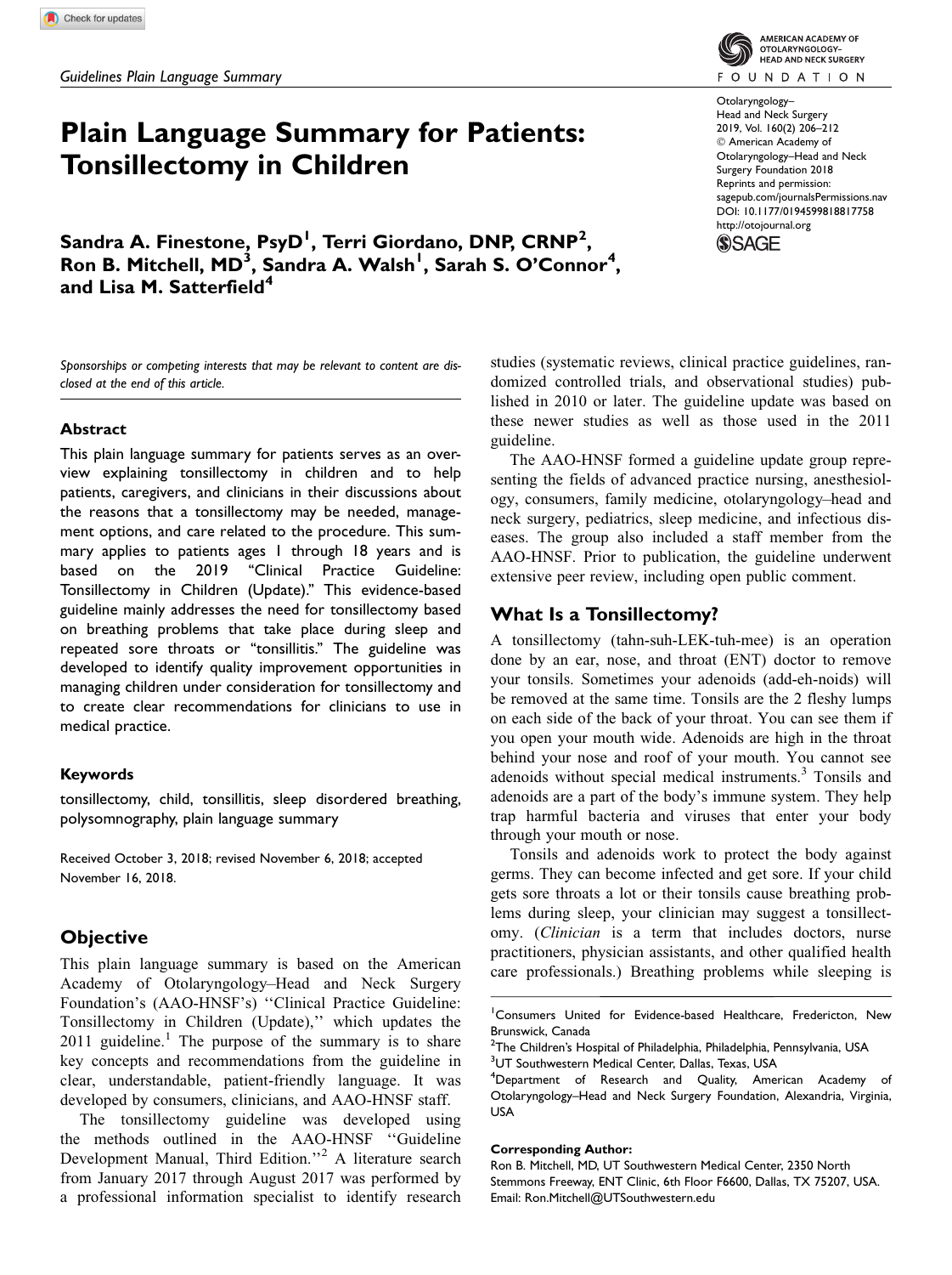Guidelines Plain Language Summary

# Plain Language Summary for Patients: Tonsillectomy in Children

**Sandra A. Finestone, PsyD[1], Terri Giordano, DNP, CRNP[2], Ron B. Mitchell, MD[3], Sandra A. Walsh[1], Sarah S. O'Connor[4], and Lisa M. Satterfield[4]**

Otolaryngology–Head and Neck Surgery 2019, Vol. 160(2) 206–212
© American Academy of Otolaryngology–Head and Neck Surgery Foundation 2018
Reprints and permission: sagepub.com/journalsPermissions.nav
DOI: 10.1177/0194599818817758
http://otojournal.org

*Sponsorships or competing interests that may be relevant to content are disclosed at the end of this article.*

### Abstract

This plain language summary for patients serves as an overview explaining tonsillectomy in children and to help patients, caregivers, and clinicians in their discussions about the reasons that a tonsillectomy may be needed, management options, and care related to the procedure. This summary applies to patients ages 1 through 18 years and is based on the 2019 "Clinical Practice Guideline: Tonsillectomy in Children (Update)." This evidence-based guideline mainly addresses the need for tonsillectomy based on breathing problems that take place during sleep and repeated sore throats or "tonsillitis." The guideline was developed to identify quality improvement opportunities in managing children under consideration for tonsillectomy and to create clear recommendations for clinicians to use in medical practice.

### Keywords

tonsillectomy, child, tonsillitis, sleep disordered breathing, polysomnography, plain language summary

Received October 3, 2018; revised November 6, 2018; accepted November 16, 2018.

## Objective

This plain language summary is based on the American Academy of Otolaryngology–Head and Neck Surgery Foundation's (AAO-HNSF's) "Clinical Practice Guideline: Tonsillectomy in Children (Update)," which updates the 2011 guideline.[1] The purpose of the summary is to share key concepts and recommendations from the guideline in clear, understandable, patient-friendly language. It was developed by consumers, clinicians, and AAO-HNSF staff.

The tonsillectomy guideline was developed using the methods outlined in the AAO-HNSF "Guideline Development Manual, Third Edition."[2] A literature search from January 2017 through August 2017 was performed by a professional information specialist to identify research studies (systematic reviews, clinical practice guidelines, randomized controlled trials, and observational studies) published in 2010 or later. The guideline update was based on these newer studies as well as those used in the 2011 guideline.

The AAO-HNSF formed a guideline update group representing the fields of advanced practice nursing, anesthesiology, consumers, family medicine, otolaryngology–head and neck surgery, pediatrics, sleep medicine, and infectious diseases. The group also included a staff member from the AAO-HNSF. Prior to publication, the guideline underwent extensive peer review, including open public comment.

## What Is a Tonsillectomy?

A tonsillectomy (tahn-suh-LEK-tuh-mee) is an operation done by an ear, nose, and throat (ENT) doctor to remove your tonsils. Sometimes your adenoids (add-eh-noids) will be removed at the same time. Tonsils are the 2 fleshy lumps on each side of the back of your throat. You can see them if you open your mouth wide. Adenoids are high in the throat behind your nose and roof of your mouth. You cannot see adenoids without special medical instruments.[3] Tonsils and adenoids are a part of the body's immune system. They help trap harmful bacteria and viruses that enter your body through your mouth or nose.

Tonsils and adenoids work to protect the body against germs. They can become infected and get sore. If your child gets sore throats a lot or their tonsils cause breathing problems during sleep, your clinician may suggest a tonsillectomy. (*Clinician* is a term that includes doctors, nurse practitioners, physician assistants, and other qualified health care professionals.) Breathing problems while sleeping is

[1]Consumers United for Evidence-based Healthcare, Fredericton, New Brunswick, Canada
[2]The Children's Hospital of Philadelphia, Philadelphia, Pennsylvania, USA
[3]UT Southwestern Medical Center, Dallas, Texas, USA
[4]Department of Research and Quality, American Academy of Otolaryngology–Head and Neck Surgery Foundation, Alexandria, Virginia, USA

**Corresponding Author:**
Ron B. Mitchell, MD, UT Southwestern Medical Center, 2350 North Stemmons Freeway, ENT Clinic, 6th Floor F6600, Dallas, TX 75207, USA.
Email: Ron.Mitchell@UTSouthwestern.edu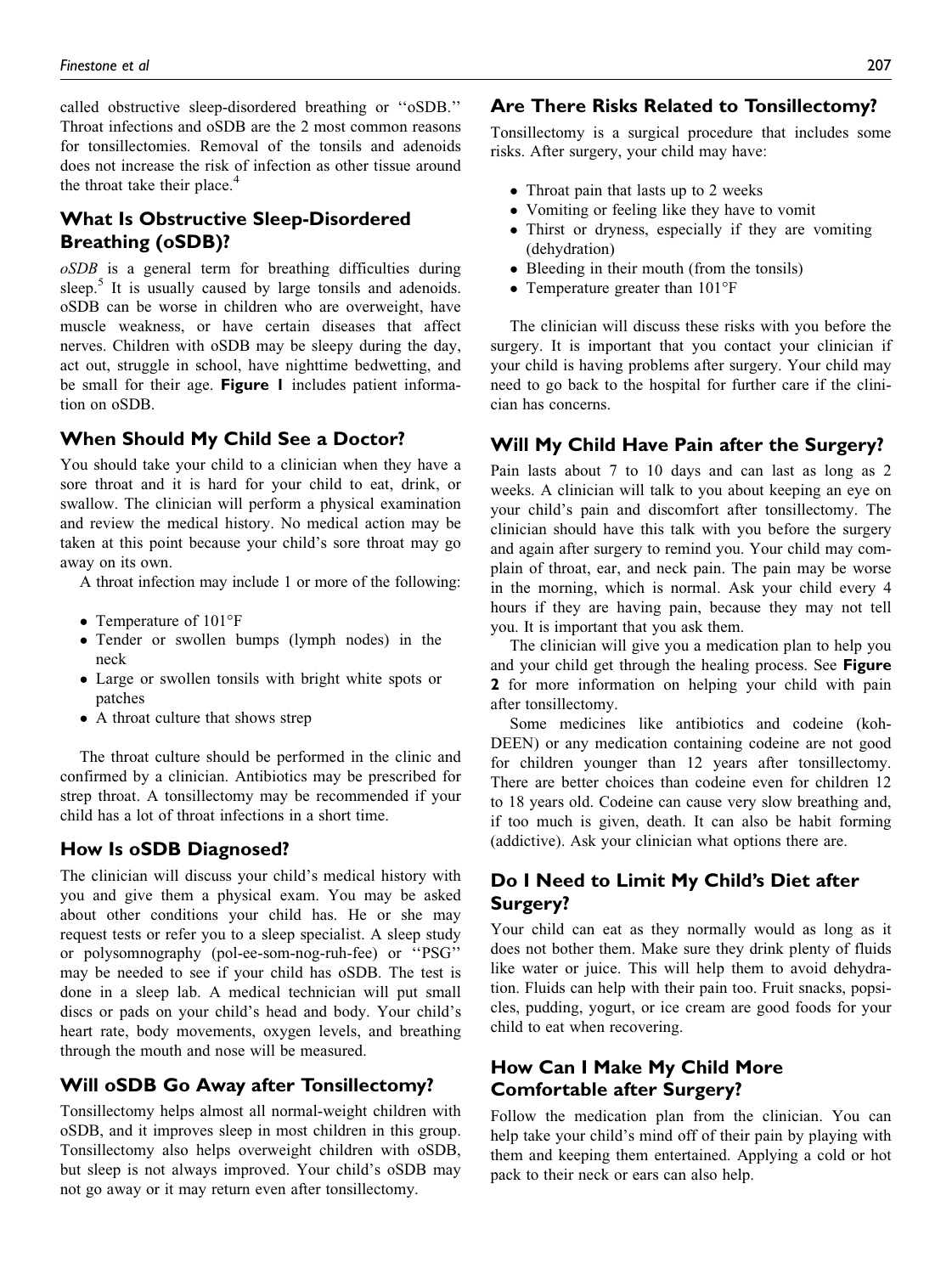called obstructive sleep-disordered breathing or ''oSDB.'' Throat infections and oSDB are the 2 most common reasons for tonsillectomies. Removal of the tonsils and adenoids does not increase the risk of infection as other tissue around the throat take their place.[4]

## What Is Obstructive Sleep-Disordered Breathing (oSDB)?

*oSDB* is a general term for breathing difficulties during sleep.[5] It is usually caused by large tonsils and adenoids. oSDB can be worse in children who are overweight, have muscle weakness, or have certain diseases that affect nerves. Children with oSDB may be sleepy during the day, act out, struggle in school, have nighttime bedwetting, and be small for their age. **Figure 1** includes patient information on oSDB.

## When Should My Child See a Doctor?

You should take your child to a clinician when they have a sore throat and it is hard for your child to eat, drink, or swallow. The clinician will perform a physical examination and review the medical history. No medical action may be taken at this point because your child's sore throat may go away on its own.

A throat infection may include 1 or more of the following:

- Temperature of 101°F
- Tender or swollen bumps (lymph nodes) in the neck
- Large or swollen tonsils with bright white spots or patches
- A throat culture that shows strep

The throat culture should be performed in the clinic and confirmed by a clinician. Antibiotics may be prescribed for strep throat. A tonsillectomy may be recommended if your child has a lot of throat infections in a short time.

## How Is oSDB Diagnosed?

The clinician will discuss your child's medical history with you and give them a physical exam. You may be asked about other conditions your child has. He or she may request tests or refer you to a sleep specialist. A sleep study or polysomnography (pol-ee-som-nog-ruh-fee) or ''PSG'' may be needed to see if your child has oSDB. The test is done in a sleep lab. A medical technician will put small discs or pads on your child's head and body. Your child's heart rate, body movements, oxygen levels, and breathing through the mouth and nose will be measured.

## Will oSDB Go Away after Tonsillectomy?

Tonsillectomy helps almost all normal-weight children with oSDB, and it improves sleep in most children in this group. Tonsillectomy also helps overweight children with oSDB, but sleep is not always improved. Your child's oSDB may not go away or it may return even after tonsillectomy.

## Are There Risks Related to Tonsillectomy?

Tonsillectomy is a surgical procedure that includes some risks. After surgery, your child may have:

- Throat pain that lasts up to 2 weeks
- Vomiting or feeling like they have to vomit
- Thirst or dryness, especially if they are vomiting (dehydration)
- Bleeding in their mouth (from the tonsils)
- Temperature greater than 101°F

The clinician will discuss these risks with you before the surgery. It is important that you contact your clinician if your child is having problems after surgery. Your child may need to go back to the hospital for further care if the clinician has concerns.

## Will My Child Have Pain after the Surgery?

Pain lasts about 7 to 10 days and can last as long as 2 weeks. A clinician will talk to you about keeping an eye on your child's pain and discomfort after tonsillectomy. The clinician should have this talk with you before the surgery and again after surgery to remind you. Your child may complain of throat, ear, and neck pain. The pain may be worse in the morning, which is normal. Ask your child every 4 hours if they are having pain, because they may not tell you. It is important that you ask them.

The clinician will give you a medication plan to help you and your child get through the healing process. See **Figure 2** for more information on helping your child with pain after tonsillectomy.

Some medicines like antibiotics and codeine (koh-DEEN) or any medication containing codeine are not good for children younger than 12 years after tonsillectomy. There are better choices than codeine even for children 12 to 18 years old. Codeine can cause very slow breathing and, if too much is given, death. It can also be habit forming (addictive). Ask your clinician what options there are.

## Do I Need to Limit My Child's Diet after Surgery?

Your child can eat as they normally would as long as it does not bother them. Make sure they drink plenty of fluids like water or juice. This will help them to avoid dehydration. Fluids can help with their pain too. Fruit snacks, popsicles, pudding, yogurt, or ice cream are good foods for your child to eat when recovering.

## How Can I Make My Child More Comfortable after Surgery?

Follow the medication plan from the clinician. You can help take your child's mind off of their pain by playing with them and keeping them entertained. Applying a cold or hot pack to their neck or ears can also help.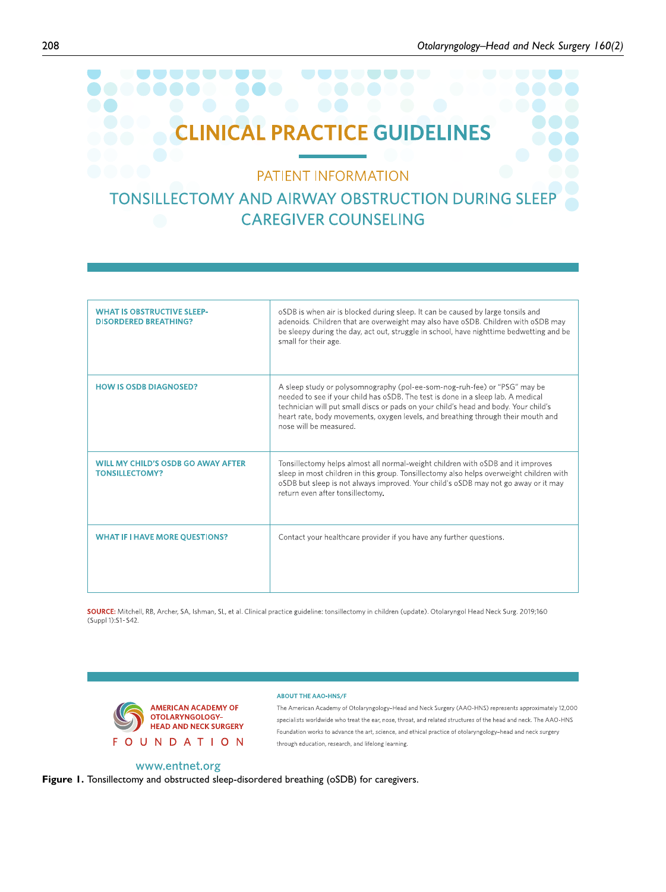# CLINICAL PRACTICE GUIDELINES

## PATIENT INFORMATION

## TONSILLECTOMY AND AIRWAY OBSTRUCTION DURING SLEEP CAREGIVER COUNSELING

| | |
|---|---|
| **WHAT IS OBSTRUCTIVE SLEEP-DISORDERED BREATHING?** | oSDB is when air is blocked during sleep. It can be caused by large tonsils and adenoids. Children that are overweight may also have oSDB. Children with oSDB may be sleepy during the day, act out, struggle in school, have nighttime bedwetting and be small for their age. |
| **HOW IS OSDB DIAGNOSED?** | A sleep study or polysomnography (pol-ee-som-nog-ruh-fee) or "PSG" may be needed to see if your child has oSDB. The test is done in a sleep lab. A medical technician will put small discs or pads on your child's head and body. Your child's heart rate, body movements, oxygen levels, and breathing through their mouth and nose will be measured. |
| **WILL MY CHILD'S OSDB GO AWAY AFTER TONSILLECTOMY?** | Tonsillectomy helps almost all normal-weight children with oSDB and it improves sleep in most children in this group. Tonsillectomy also helps overweight children with oSDB but sleep is not always improved. Your child's oSDB may not go away or it may return even after tonsillectomy. |
| **WHAT IF I HAVE MORE QUESTIONS?** | Contact your healthcare provider if you have any further questions. |

**SOURCE:** Mitchell, RB, Archer, SA, Ishman, SL, et al. Clinical practice guideline: tonsillectomy in children (update). Otolaryngol Head Neck Surg. 2019;160 (Suppl 1):S1-S42.

AMERICAN ACADEMY OF OTOLARYNGOLOGY–HEAD AND NECK SURGERY FOUNDATION

www.entnet.org

**ABOUT THE AAO-HNS/F**

The American Academy of Otolaryngology–Head and Neck Surgery (AAO-HNS) represents approximately 12,000 specialists worldwide who treat the ear, nose, throat, and related structures of the head and neck. The AAO-HNS Foundation works to advance the art, science, and ethical practice of otolaryngology–head and neck surgery through education, research, and lifelong learning.

**Figure 1.** Tonsillectomy and obstructed sleep-disordered breathing (oSDB) for caregivers.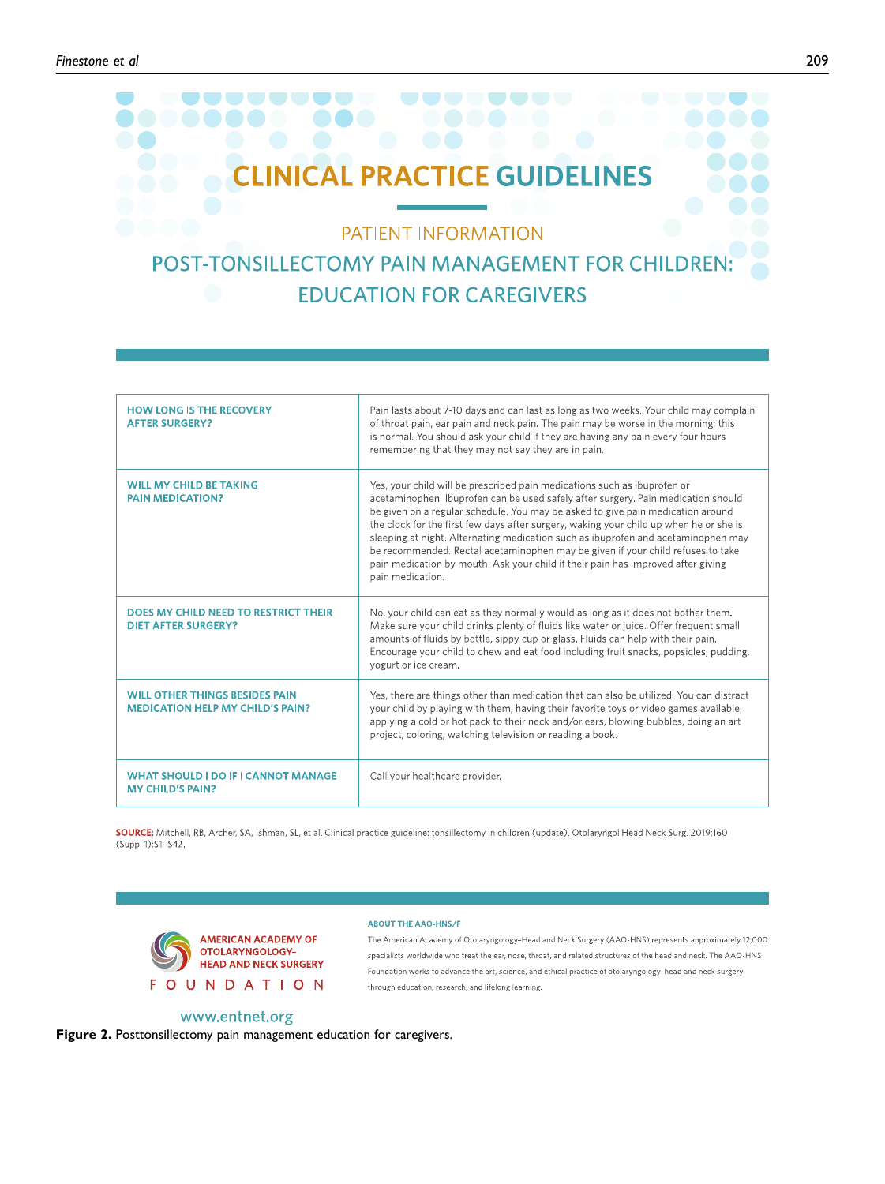# CLINICAL PRACTICE GUIDELINES

## PATIENT INFORMATION

## POST-TONSILLECTOMY PAIN MANAGEMENT FOR CHILDREN: EDUCATION FOR CAREGIVERS

| | |
|---|---|
| **HOW LONG IS THE RECOVERY AFTER SURGERY?** | Pain lasts about 7-10 days and can last as long as two weeks. Your child may complain of throat pain, ear pain and neck pain. The pain may be worse in the morning; this is normal. You should ask your child if they are having any pain every four hours remembering that they may not say they are in pain. |
| **WILL MY CHILD BE TAKING PAIN MEDICATION?** | Yes, your child will be prescribed pain medications such as ibuprofen or acetaminophen. Ibuprofen can be used safely after surgery. Pain medication should be given on a regular schedule. You may be asked to give pain medication around the clock for the first few days after surgery, waking your child up when he or she is sleeping at night. Alternating medication such as ibuprofen and acetaminophen may be recommended. Rectal acetaminophen may be given if your child refuses to take pain medication by mouth. Ask your child if their pain has improved after giving pain medication. |
| **DOES MY CHILD NEED TO RESTRICT THEIR DIET AFTER SURGERY?** | No, your child can eat as they normally would as long as it does not bother them. Make sure your child drinks plenty of fluids like water or juice. Offer frequent small amounts of fluids by bottle, sippy cup or glass. Fluids can help with their pain. Encourage your child to chew and eat food including fruit snacks, popsicles, pudding, yogurt or ice cream. |
| **WILL OTHER THINGS BESIDES PAIN MEDICATION HELP MY CHILD'S PAIN?** | Yes, there are things other than medication that can also be utilized. You can distract your child by playing with them, having their favorite toys or video games available, applying a cold or hot pack to their neck and/or ears, blowing bubbles, doing an art project, coloring, watching television or reading a book. |
| **WHAT SHOULD I DO IF I CANNOT MANAGE MY CHILD'S PAIN?** | Call your healthcare provider. |

**SOURCE:** Mitchell, RB, Archer, SA, Ishman, SL, et al. Clinical practice guideline: tonsillectomy in children (update). Otolaryngol Head Neck Surg. 2019;160 (Suppl 1):S1-S42.

AMERICAN ACADEMY OF OTOLARYNGOLOGY–HEAD AND NECK SURGERY
FOUNDATION

www.entnet.org

**ABOUT THE AAO-HNS/F**

The American Academy of Otolaryngology–Head and Neck Surgery (AAO-HNS) represents approximately 12,000 specialists worldwide who treat the ear, nose, throat, and related structures of the head and neck. The AAO-HNS Foundation works to advance the art, science, and ethical practice of otolaryngology–head and neck surgery through education, research, and lifelong learning.

**Figure 2.** Posttonsillectomy pain management education for caregivers.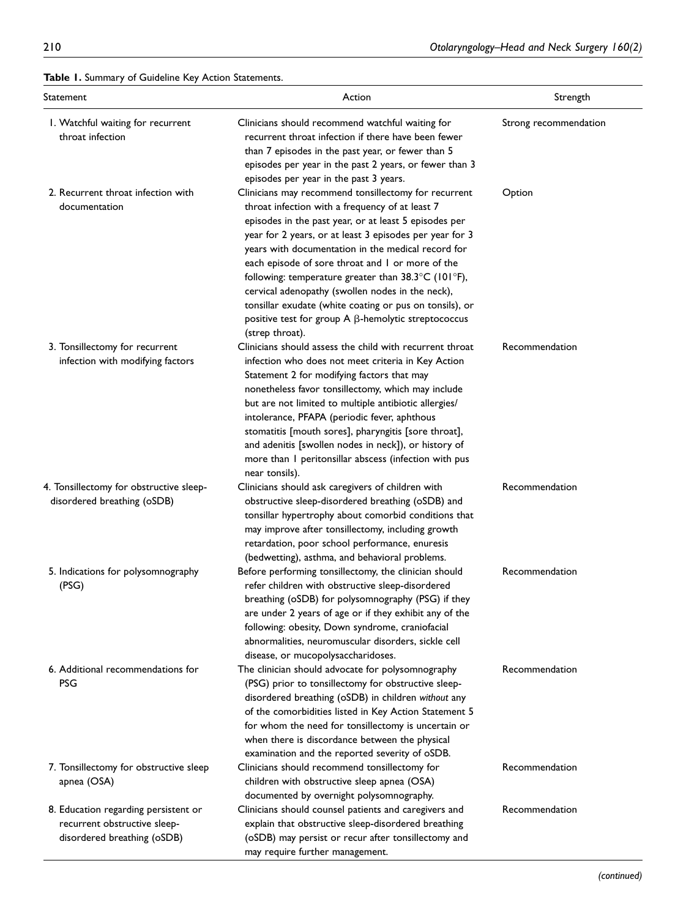**Table 1.** Summary of Guideline Key Action Statements.

| Statement | Action | Strength |
|---|---|---|
| 1. Watchful waiting for recurrent throat infection | Clinicians should recommend watchful waiting for recurrent throat infection if there have been fewer than 7 episodes in the past year, or fewer than 5 episodes per year in the past 2 years, or fewer than 3 episodes per year in the past 3 years. | Strong recommendation |
| 2. Recurrent throat infection with documentation | Clinicians may recommend tonsillectomy for recurrent throat infection with a frequency of at least 7 episodes in the past year, or at least 5 episodes per year for 2 years, or at least 3 episodes per year for 3 years with documentation in the medical record for each episode of sore throat and 1 or more of the following: temperature greater than 38.3°C (101°F), cervical adenopathy (swollen nodes in the neck), tonsillar exudate (white coating or pus on tonsils), or positive test for group A β-hemolytic streptococcus (strep throat). | Option |
| 3. Tonsillectomy for recurrent infection with modifying factors | Clinicians should assess the child with recurrent throat infection who does not meet criteria in Key Action Statement 2 for modifying factors that may nonetheless favor tonsillectomy, which may include but are not limited to multiple antibiotic allergies/intolerance, PFAPA (periodic fever, aphthous stomatitis [mouth sores], pharyngitis [sore throat], and adenitis [swollen nodes in neck]), or history of more than 1 peritonsillar abscess (infection with pus near tonsils). | Recommendation |
| 4. Tonsillectomy for obstructive sleep-disordered breathing (oSDB) | Clinicians should ask caregivers of children with obstructive sleep-disordered breathing (oSDB) and tonsillar hypertrophy about comorbid conditions that may improve after tonsillectomy, including growth retardation, poor school performance, enuresis (bedwetting), asthma, and behavioral problems. | Recommendation |
| 5. Indications for polysomnography (PSG) | Before performing tonsillectomy, the clinician should refer children with obstructive sleep-disordered breathing (oSDB) for polysomnography (PSG) if they are under 2 years of age or if they exhibit any of the following: obesity, Down syndrome, craniofacial abnormalities, neuromuscular disorders, sickle cell disease, or mucopolysaccharidoses. | Recommendation |
| 6. Additional recommendations for PSG | The clinician should advocate for polysomnography (PSG) prior to tonsillectomy for obstructive sleep-disordered breathing (oSDB) in children *without* any of the comorbidities listed in Key Action Statement 5 for whom the need for tonsillectomy is uncertain or when there is discordance between the physical examination and the reported severity of oSDB. | Recommendation |
| 7. Tonsillectomy for obstructive sleep apnea (OSA) | Clinicians should recommend tonsillectomy for children with obstructive sleep apnea (OSA) documented by overnight polysomnography. | Recommendation |
| 8. Education regarding persistent or recurrent obstructive sleep-disordered breathing (oSDB) | Clinicians should counsel patients and caregivers and explain that obstructive sleep-disordered breathing (oSDB) may persist or recur after tonsillectomy and may require further management. | Recommendation |

*(continued)*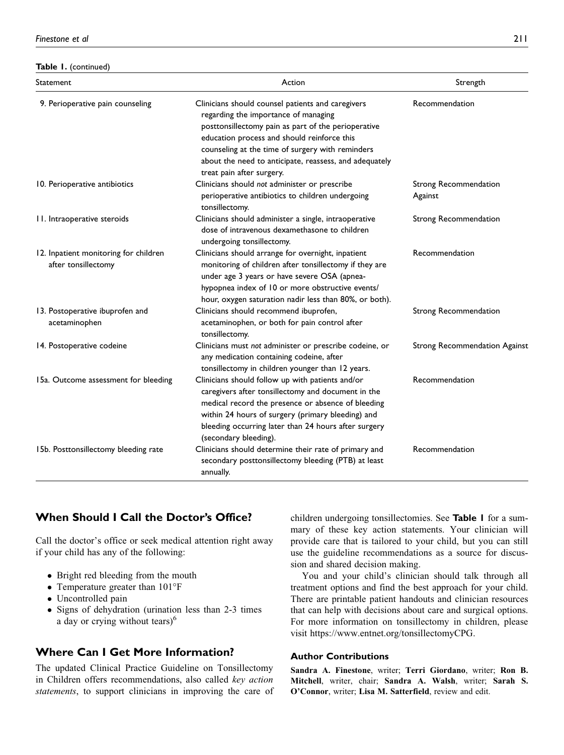**Table 1.** (continued)

| Statement | Action | Strength |
|---|---|---|
| 9. Perioperative pain counseling | Clinicians should counsel patients and caregivers regarding the importance of managing posttonsillectomy pain as part of the perioperative education process and should reinforce this counseling at the time of surgery with reminders about the need to anticipate, reassess, and adequately treat pain after surgery. | Recommendation |
| 10. Perioperative antibiotics | Clinicians should *not* administer or prescribe perioperative antibiotics to children undergoing tonsillectomy. | Strong Recommendation Against |
| 11. Intraoperative steroids | Clinicians should administer a single, intraoperative dose of intravenous dexamethasone to children undergoing tonsillectomy. | Strong Recommendation |
| 12. Inpatient monitoring for children after tonsillectomy | Clinicians should arrange for overnight, inpatient monitoring of children after tonsillectomy if they are under age 3 years or have severe OSA (apnea-hypopnea index of 10 or more obstructive events/hour, oxygen saturation nadir less than 80%, or both). | Recommendation |
| 13. Postoperative ibuprofen and acetaminophen | Clinicians should recommend ibuprofen, acetaminophen, or both for pain control after tonsillectomy. | Strong Recommendation |
| 14. Postoperative codeine | Clinicians must *not* administer or prescribe codeine, or any medication containing codeine, after tonsillectomy in children younger than 12 years. | Strong Recommendation Against |
| 15a. Outcome assessment for bleeding | Clinicians should follow up with patients and/or caregivers after tonsillectomy and document in the medical record the presence or absence of bleeding within 24 hours of surgery (primary bleeding) and bleeding occurring later than 24 hours after surgery (secondary bleeding). | Recommendation |
| 15b. Posttonsillectomy bleeding rate | Clinicians should determine their rate of primary and secondary posttonsillectomy bleeding (PTB) at least annually. | Recommendation |

## When Should I Call the Doctor's Office?

Call the doctor's office or seek medical attention right away if your child has any of the following:

- Bright red bleeding from the mouth
- Temperature greater than 101°F
- Uncontrolled pain
- Signs of dehydration (urination less than 2-3 times a day or crying without tears)[6]

## Where Can I Get More Information?

The updated Clinical Practice Guideline on Tonsillectomy in Children offers recommendations, also called *key action statements*, to support clinicians in improving the care of children undergoing tonsillectomies. See **Table 1** for a summary of these key action statements. Your clinician will provide care that is tailored to your child, but you can still use the guideline recommendations as a source for discussion and shared decision making.

You and your child's clinician should talk through all treatment options and find the best approach for your child. There are printable patient handouts and clinician resources that can help with decisions about care and surgical options. For more information on tonsillectomy in children, please visit https://www.entnet.org/tonsillectomyCPG.

### Author Contributions

**Sandra A. Finestone**, writer; **Terri Giordano**, writer; **Ron B. Mitchell**, writer, chair; **Sandra A. Walsh**, writer; **Sarah S. O'Connor**, writer; **Lisa M. Satterfield**, review and edit.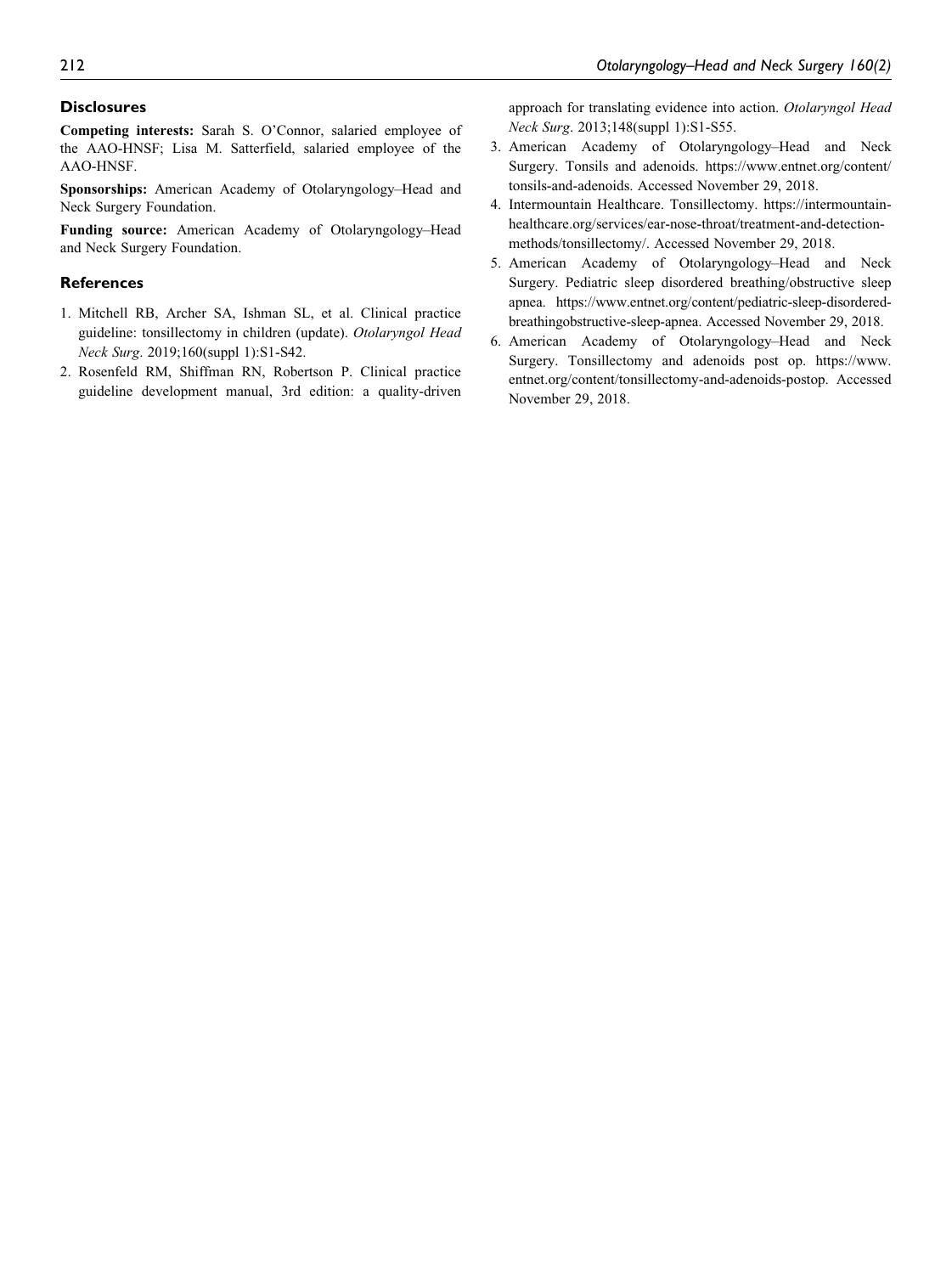## Disclosures

**Competing interests:** Sarah S. O'Connor, salaried employee of the AAO-HNSF; Lisa M. Satterfield, salaried employee of the AAO-HNSF.

**Sponsorships:** American Academy of Otolaryngology–Head and Neck Surgery Foundation.

**Funding source:** American Academy of Otolaryngology–Head and Neck Surgery Foundation.

## References

1. Mitchell RB, Archer SA, Ishman SL, et al. Clinical practice guideline: tonsillectomy in children (update). *Otolaryngol Head Neck Surg*. 2019;160(suppl 1):S1-S42.
2. Rosenfeld RM, Shiffman RN, Robertson P. Clinical practice guideline development manual, 3rd edition: a quality-driven approach for translating evidence into action. *Otolaryngol Head Neck Surg*. 2013;148(suppl 1):S1-S55.
3. American Academy of Otolaryngology–Head and Neck Surgery. Tonsils and adenoids. https://www.entnet.org/content/tonsils-and-adenoids. Accessed November 29, 2018.
4. Intermountain Healthcare. Tonsillectomy. https://intermountainhealthcare.org/services/ear-nose-throat/treatment-and-detection-methods/tonsillectomy/. Accessed November 29, 2018.
5. American Academy of Otolaryngology–Head and Neck Surgery. Pediatric sleep disordered breathing/obstructive sleep apnea. https://www.entnet.org/content/pediatric-sleep-disordered-breathingobstructive-sleep-apnea. Accessed November 29, 2018.
6. American Academy of Otolaryngology–Head and Neck Surgery. Tonsillectomy and adenoids post op. https://www.entnet.org/content/tonsillectomy-and-adenoids-postop. Accessed November 29, 2018.